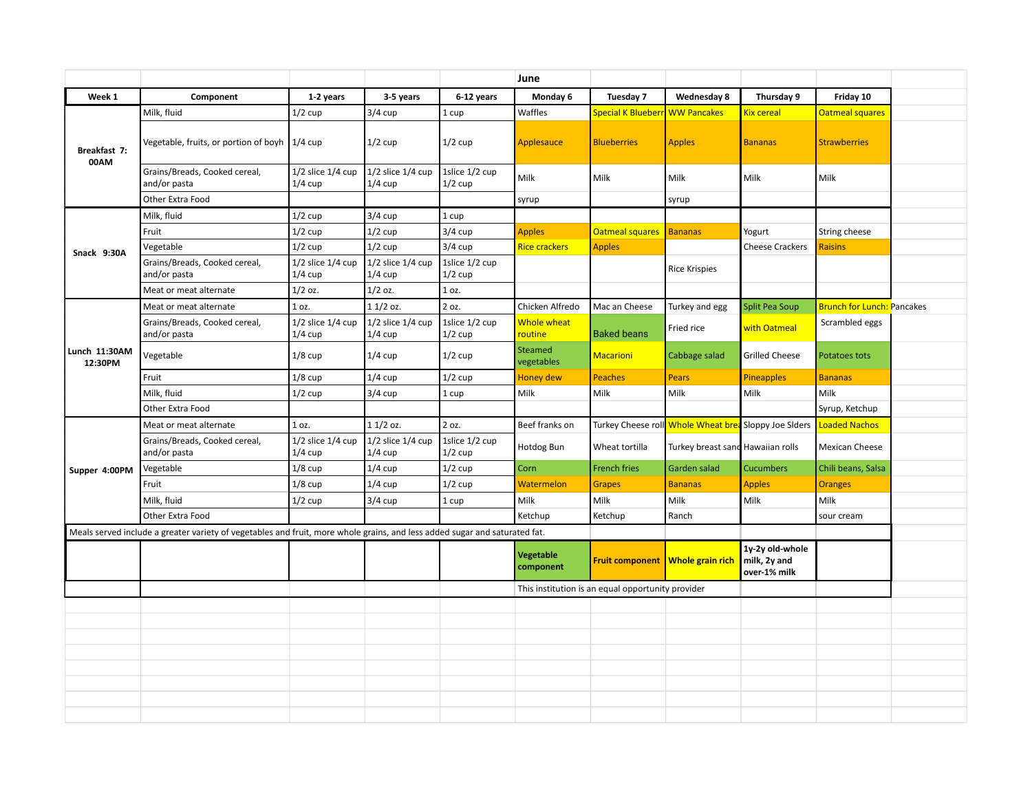| | | | | | June | | | | |
|---|---|---|---|---|---|---|---|---|---|
| **Week 1** | **Component** | **1-2 years** | **3-5 years** | **6-12 years** | **Monday 6** | **Tuesday 7** | **Wednesday 8** | **Thursday 9** | **Friday 10** |
| **Breakfast 7: 00AM** | Milk, fluid | 1/2 cup | 3/4 cup | 1 cup | Waffles | Special K Blueberr | WW Pancakes | Kix cereal | Oatmeal squares |
| | Vegetable, fruits, or portion of boyh | 1/4 cup | 1/2 cup | 1/2 cup | Applesauce | Blueberries | Apples | Bananas | Strawberries |
| | Grains/Breads, Cooked cereal, and/or pasta | 1/2 slice 1/4 cup 1/4 cup | 1/2 slice 1/4 cup 1/4 cup | 1slice 1/2 cup 1/2 cup | Milk | Milk | Milk | Milk | Milk |
| | Other Extra Food | | | | syrup | | syrup | | |
| **Snack 9:30A** | Milk, fluid | 1/2 cup | 3/4 cup | 1 cup | | | | | |
| | Fruit | 1/2 cup | 1/2 cup | 3/4 cup | Apples | Oatmeal squares | Bananas | Yogurt | String cheese |
| | Vegetable | 1/2 cup | 1/2 cup | 3/4 cup | Rice crackers | Apples | | Cheese Crackers | Raisins |
| | Grains/Breads, Cooked cereal, and/or pasta | 1/2 slice 1/4 cup 1/4 cup | 1/2 slice 1/4 cup 1/4 cup | 1slice 1/2 cup 1/2 cup | | | Rice Krispies | | |
| | Meat or meat alternate | 1/2 oz. | 1/2 oz. | 1 oz. | | | | | |
| **Lunch 11:30AM 12:30PM** | Meat or meat alternate | 1 oz. | 1 1/2 oz. | 2 oz. | Chicken Alfredo | Mac an Cheese | Turkey and egg | Split Pea Soup | Brunch for Lunch: Pancakes |
| | Grains/Breads, Cooked cereal, and/or pasta | 1/2 slice 1/4 cup 1/4 cup | 1/2 slice 1/4 cup 1/4 cup | 1slice 1/2 cup 1/2 cup | Whole wheat routine | Baked beans | Fried rice | with Oatmeal | Scrambled eggs |
| | Vegetable | 1/8 cup | 1/4 cup | 1/2 cup | Steamed vegetables | Macarioni | Cabbage salad | Grilled Cheese | Potatoes tots |
| | Fruit | 1/8 cup | 1/4 cup | 1/2 cup | Honey dew | Peaches | Pears | Pineapples | Bananas |
| | Milk, fluid | 1/2 cup | 3/4 cup | 1 cup | Milk | Milk | Milk | Milk | Milk |
| | Other Extra Food | | | | | | | | Syrup, Ketchup |
| **Supper 4:00PM** | Meat or meat alternate | 1 oz. | 1 1/2 oz. | 2 oz. | Beef franks on | Turkey Cheese roll | Whole Wheat brea | Sloppy Joe Slders | Loaded Nachos |
| | Grains/Breads, Cooked cereal, and/or pasta | 1/2 slice 1/4 cup 1/4 cup | 1/2 slice 1/4 cup 1/4 cup | 1slice 1/2 cup 1/2 cup | Hotdog Bun | Wheat tortilla | Turkey breast sand | Hawaiian rolls | Mexican Cheese |
| | Vegetable | 1/8 cup | 1/4 cup | 1/2 cup | Corn | French fries | Garden salad | Cucumbers | Chili beans, Salsa |
| | Fruit | 1/8 cup | 1/4 cup | 1/2 cup | Watermelon | Grapes | Bananas | Apples | Oranges |
| | Milk, fluid | 1/2 cup | 3/4 cup | 1 cup | Milk | Milk | Milk | Milk | Milk |
| | Other Extra Food | | | | Ketchup | Ketchup | Ranch | | sour cream |

Meals served include a greater variety of vegetables and fruit, more whole grains, and less added sugar and saturated fat.

| | | | | | | | | | |
|---|---|---|---|---|---|---|---|---|---|
| | | | | | **Vegetable component** | **Fruit component** | **Whole grain rich** | **1y-2y old-whole milk, 2y and over-1% milk** | |

This institution is an equal opportunity provider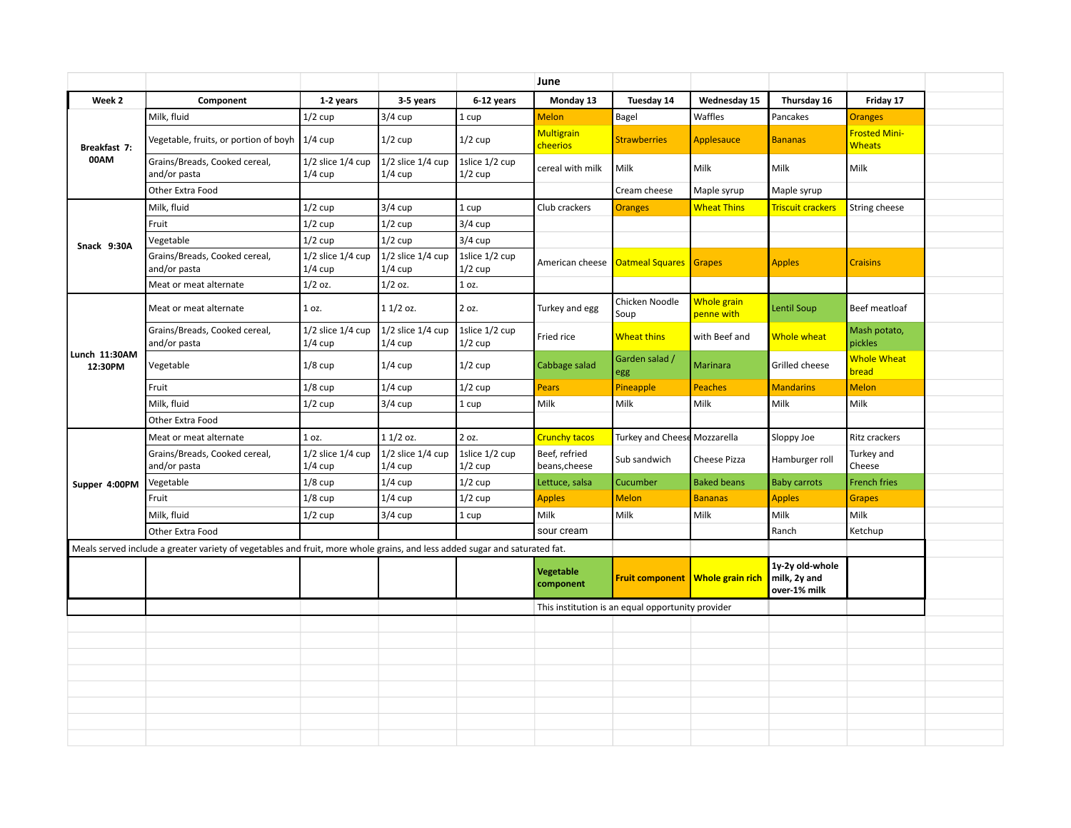| | | | | | June | | | | |
|---|---|---|---|---|---|---|---|---|---|
| **Week 2** | **Component** | **1-2 years** | **3-5 years** | **6-12 years** | **Monday 13** | **Tuesday 14** | **Wednesday 15** | **Thursday 16** | **Friday 17** |
| **Breakfast 7:00AM** | Milk, fluid | 1/2 cup | 3/4 cup | 1 cup | Melon | Bagel | Waffles | Pancakes | Oranges |
| | Vegetable, fruits, or portion of boyh | 1/4 cup | 1/2 cup | 1/2 cup | Multigrain cheerios | Strawberries | Applesauce | Bananas | Frosted Mini-Wheats |
| | Grains/Breads, Cooked cereal, and/or pasta | 1/2 slice 1/4 cup 1/4 cup | 1/2 slice 1/4 cup 1/4 cup | 1slice 1/2 cup 1/2 cup | cereal with milk | Milk | Milk | Milk | Milk |
| | Other Extra Food | | | | | Cream cheese | Maple syrup | Maple syrup | |
| **Snack 9:30A** | Milk, fluid | 1/2 cup | 3/4 cup | 1 cup | Club crackers | Oranges | Wheat Thins | Triscuit crackers | String cheese |
| | Fruit | 1/2 cup | 1/2 cup | 3/4 cup | | | | | |
| | Vegetable | 1/2 cup | 1/2 cup | 3/4 cup | | | | | |
| | Grains/Breads, Cooked cereal, and/or pasta | 1/2 slice 1/4 cup 1/4 cup | 1/2 slice 1/4 cup 1/4 cup | 1slice 1/2 cup 1/2 cup | American cheese | Oatmeal Squares | Grapes | Apples | Craisins |
| | Meat or meat alternate | 1/2 oz. | 1/2 oz. | 1 oz. | | | | | |
| **Lunch 11:30AM 12:30PM** | Meat or meat alternate | 1 oz. | 1 1/2 oz. | 2 oz. | Turkey and egg | Chicken Noodle Soup | Whole grain penne with | Lentil Soup | Beef meatloaf |
| | Grains/Breads, Cooked cereal, and/or pasta | 1/2 slice 1/4 cup 1/4 cup | 1/2 slice 1/4 cup 1/4 cup | 1slice 1/2 cup 1/2 cup | Fried rice | Wheat thins | with Beef and | Whole wheat | Mash potato, pickles |
| | Vegetable | 1/8 cup | 1/4 cup | 1/2 cup | Cabbage salad | Garden salad / egg | Marinara | Grilled cheese | Whole Wheat bread |
| | Fruit | 1/8 cup | 1/4 cup | 1/2 cup | Pears | Pineapple | Peaches | Mandarins | Melon |
| | Milk, fluid | 1/2 cup | 3/4 cup | 1 cup | Milk | Milk | Milk | Milk | Milk |
| | Other Extra Food | | | | | | | | |
| **Supper 4:00PM** | Meat or meat alternate | 1 oz. | 1 1/2 oz. | 2 oz. | Crunchy tacos | Turkey and Cheese | Mozzarella | Sloppy Joe | Ritz crackers |
| | Grains/Breads, Cooked cereal, and/or pasta | 1/2 slice 1/4 cup 1/4 cup | 1/2 slice 1/4 cup 1/4 cup | 1slice 1/2 cup 1/2 cup | Beef, refried beans,cheese | Sub sandwich | Cheese Pizza | Hamburger roll | Turkey and Cheese |
| | Vegetable | 1/8 cup | 1/4 cup | 1/2 cup | Lettuce, salsa | Cucumber | Baked beans | Baby carrots | French fries |
| | Fruit | 1/8 cup | 1/4 cup | 1/2 cup | Apples | Melon | Bananas | Apples | Grapes |
| | Milk, fluid | 1/2 cup | 3/4 cup | 1 cup | Milk | Milk | Milk | Milk | Milk |
| | Other Extra Food | | | | sour cream | | | Ranch | Ketchup |

Meals served include a greater variety of vegetables and fruit, more whole grains, and less added sugar and saturated fat.

| **Vegetable component** | **Fruit component** | **Whole grain rich** | **1y-2y old-whole milk, 2y and over-1% milk** |
|---|---|---|---|

This institution is an equal opportunity provider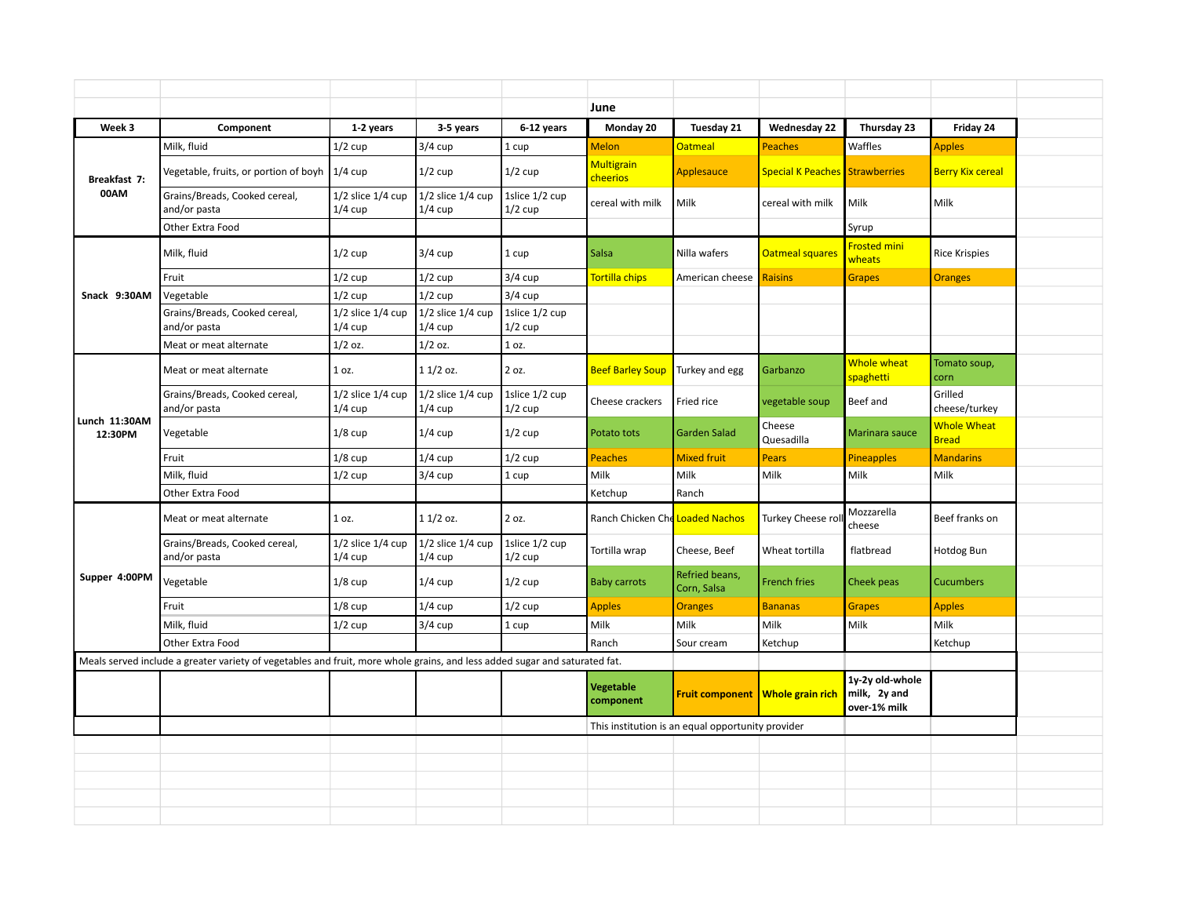| Week 3 | Component | 1-2 years | 3-5 years | 6-12 years | June<br>Monday 20 | Tuesday 21 | Wednesday 22 | Thursday 23 | Friday 24 |
|---|---|---|---|---|---|---|---|---|---|
| Breakfast 7:00AM | Milk, fluid | 1/2 cup | 3/4 cup | 1 cup | Melon | Oatmeal | Peaches | Waffles | Apples |
| | Vegetable, fruits, or portion of boyh | 1/4 cup | 1/2 cup | 1/2 cup | Multigrain cheerios | Applesauce | Special K Peaches | Strawberries | Berry Kix cereal |
| | Grains/Breads, Cooked cereal, and/or pasta | 1/2 slice 1/4 cup 1/4 cup | 1/2 slice 1/4 cup 1/4 cup | 1slice 1/2 cup 1/2 cup | cereal with milk | Milk | cereal with milk | Milk | Milk |
| | Other Extra Food | | | | | | | Syrup | |
| Snack 9:30AM | Milk, fluid | 1/2 cup | 3/4 cup | 1 cup | Salsa | Nilla wafers | Oatmeal squares | Frosted mini wheats | Rice Krispies |
| | Fruit | 1/2 cup | 1/2 cup | 3/4 cup | Tortilla chips | American cheese | Raisins | Grapes | Oranges |
| | Vegetable | 1/2 cup | 1/2 cup | 3/4 cup | | | | | |
| | Grains/Breads, Cooked cereal, and/or pasta | 1/2 slice 1/4 cup 1/4 cup | 1/2 slice 1/4 cup 1/4 cup | 1slice 1/2 cup 1/2 cup | | | | | |
| | Meat or meat alternate | 1/2 oz. | 1/2 oz. | 1 oz. | | | | | |
| Lunch 11:30AM 12:30PM | Meat or meat alternate | 1 oz. | 1 1/2 oz. | 2 oz. | Beef Barley Soup | Turkey and egg | Garbanzo | Whole wheat spaghetti | Tomato soup, corn |
| | Grains/Breads, Cooked cereal, and/or pasta | 1/2 slice 1/4 cup 1/4 cup | 1/2 slice 1/4 cup 1/4 cup | 1slice 1/2 cup 1/2 cup | Cheese crackers | Fried rice | vegetable soup | Beef and | Grilled cheese/turkey |
| | Vegetable | 1/8 cup | 1/4 cup | 1/2 cup | Potato tots | Garden Salad | Cheese Quesadilla | Marinara sauce | Whole Wheat Bread |
| | Fruit | 1/8 cup | 1/4 cup | 1/2 cup | Peaches | Mixed fruit | Pears | Pineapples | Mandarins |
| | Milk, fluid | 1/2 cup | 3/4 cup | 1 cup | Milk | Milk | Milk | Milk | Milk |
| | Other Extra Food | | | | Ketchup | Ranch | | | |
| Supper 4:00PM | Meat or meat alternate | 1 oz. | 1 1/2 oz. | 2 oz. | Ranch Chicken Che | Loaded Nachos | Turkey Cheese roll | Mozzarella cheese | Beef franks on |
| | Grains/Breads, Cooked cereal, and/or pasta | 1/2 slice 1/4 cup 1/4 cup | 1/2 slice 1/4 cup 1/4 cup | 1slice 1/2 cup 1/2 cup | Tortilla wrap | Cheese, Beef | Wheat tortilla | flatbread | Hotdog Bun |
| | Vegetable | 1/8 cup | 1/4 cup | 1/2 cup | Baby carrots | Refried beans, Corn, Salsa | French fries | Cheek peas | Cucumbers |
| | Fruit | 1/8 cup | 1/4 cup | 1/2 cup | Apples | Oranges | Bananas | Grapes | Apples |
| | Milk, fluid | 1/2 cup | 3/4 cup | 1 cup | Milk | Milk | Milk | Milk | Milk |
| | Other Extra Food | | | | Ranch | Sour cream | Ketchup | | Ketchup |

Meals served include a greater variety of vegetables and fruit, more whole grains, and less added sugar and saturated fat.

| Vegetable component | Fruit component | Whole grain rich | 1y-2y old-whole milk, 2y and over-1% milk |
|---|---|---|---|

This institution is an equal opportunity provider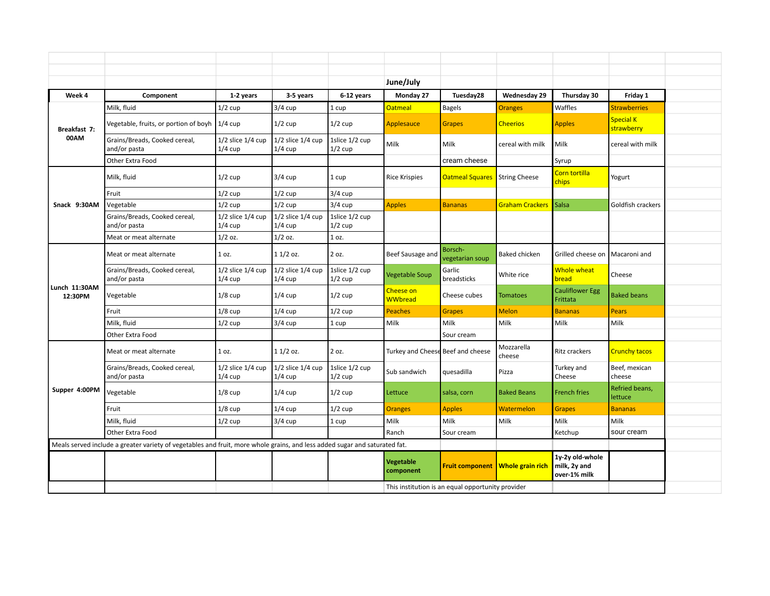| Week 4 | Component | 1-2 years | 3-5 years | 6-12 years | Monday 27 | Tuesday28 | Wednesday 29 | Thursday 30 | Friday 1 |
|---|---|---|---|---|---|---|---|---|---|
| | | | | | June/July | | | | |
| Breakfast 7:00AM | Milk, fluid | 1/2 cup | 3/4 cup | 1 cup | Oatmeal | Bagels | Oranges | Waffles | Strawberries |
| | Vegetable, fruits, or portion of boyh | 1/4 cup | 1/2 cup | 1/2 cup | Applesauce | Grapes | Cheerios | Apples | Special K strawberry |
| | Grains/Breads, Cooked cereal, and/or pasta | 1/2 slice 1/4 cup 1/4 cup | 1/2 slice 1/4 cup 1/4 cup | 1slice 1/2 cup 1/2 cup | Milk | Milk | cereal with milk | Milk | cereal with milk |
| | Other Extra Food | | | | | cream cheese | | Syrup | |
| Snack 9:30AM | Milk, fluid | 1/2 cup | 3/4 cup | 1 cup | Rice Krispies | Oatmeal Squares | String Cheese | Corn tortilla chips | Yogurt |
| | Fruit | 1/2 cup | 1/2 cup | 3/4 cup | | | | | |
| | Vegetable | 1/2 cup | 1/2 cup | 3/4 cup | Apples | Bananas | Graham Crackers | Salsa | Goldfish crackers |
| | Grains/Breads, Cooked cereal, and/or pasta | 1/2 slice 1/4 cup 1/4 cup | 1/2 slice 1/4 cup 1/4 cup | 1slice 1/2 cup 1/2 cup | | | | | |
| | Meat or meat alternate | 1/2 oz. | 1/2 oz. | 1 oz. | | | | | |
| Lunch 11:30AM 12:30PM | Meat or meat alternate | 1 oz. | 1 1/2 oz. | 2 oz. | Beef Sausage and | Borsch-vegetarian soup | Baked chicken | Grilled cheese on | Macaroni and |
| | Grains/Breads, Cooked cereal, and/or pasta | 1/2 slice 1/4 cup 1/4 cup | 1/2 slice 1/4 cup 1/4 cup | 1slice 1/2 cup 1/2 cup | Vegetable Soup | Garlic breadsticks | White rice | Whole wheat bread | Cheese |
| | Vegetable | 1/8 cup | 1/4 cup | 1/2 cup | Cheese on WWbread | Cheese cubes | Tomatoes | Cauliflower Egg Frittata | Baked beans |
| | Fruit | 1/8 cup | 1/4 cup | 1/2 cup | Peaches | Grapes | Melon | Bananas | Pears |
| | Milk, fluid | 1/2 cup | 3/4 cup | 1 cup | Milk | Milk | Milk | Milk | Milk |
| | Other Extra Food | | | | | Sour cream | | | |
| Supper 4:00PM | Meat or meat alternate | 1 oz. | 1 1/2 oz. | 2 oz. | Turkey and Cheese | Beef and cheese | Mozzarella cheese | Ritz crackers | Crunchy tacos |
| | Grains/Breads, Cooked cereal, and/or pasta | 1/2 slice 1/4 cup 1/4 cup | 1/2 slice 1/4 cup 1/4 cup | 1slice 1/2 cup 1/2 cup | Sub sandwich | quesadilla | Pizza | Turkey and Cheese | Beef, mexican cheese |
| | Vegetable | 1/8 cup | 1/4 cup | 1/2 cup | Lettuce | salsa, corn | Baked Beans | French fries | Refried beans, lettuce |
| | Fruit | 1/8 cup | 1/4 cup | 1/2 cup | Oranges | Apples | Watermelon | Grapes | Bananas |
| | Milk, fluid | 1/2 cup | 3/4 cup | 1 cup | Milk | Milk | Milk | Milk | Milk |
| | Other Extra Food | | | | Ranch | Sour cream | | Ketchup | sour cream |
| Meals served include a greater variety of vegetables and fruit, more whole grains, and less added sugar and saturated fat. | | | | | | | | | |
| | | | | | **Vegetable component** | **Fruit component** | **Whole grain rich** | **1y-2y old-whole milk, 2y and over-1% milk** | |
| | | | | | This institution is an equal opportunity provider | | | | |